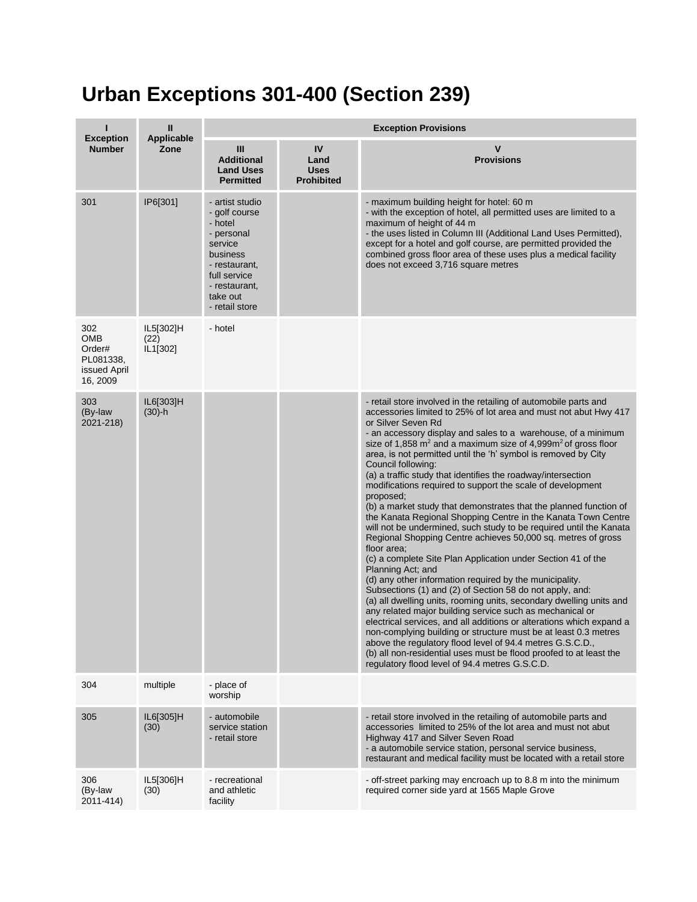# Urban Exceptions 301-400 (Section 239)

| I<br>Exception Number | II<br>Applicable Zone | Exception Provisions | | |
|---|---|---|---|---|
| | | III<br>Additional Land Uses Permitted | IV<br>Land Uses Prohibited | V<br>Provisions |
| 301 | IP6[301] | - artist studio<br>- golf course<br>- hotel<br>- personal service business<br>- restaurant, full service<br>- restaurant, take out<br>- retail store | | - maximum building height for hotel: 60 m<br>- with the exception of hotel, all permitted uses are limited to a maximum of height of 44 m<br>- the uses listed in Column III (Additional Land Uses Permitted), except for a hotel and golf course, are permitted provided the combined gross floor area of these uses plus a medical facility does not exceed 3,716 square metres |
| 302<br>OMB Order# PL081338, issued April 16, 2009 | IL5[302]H (22)<br>IL1[302] | - hotel | | |
| 303<br>(By-law 2021-218) | IL6[303]H (30)-h | | | - retail store involved in the retailing of automobile parts and accessories limited to 25% of lot area and must not abut Hwy 417 or Silver Seven Rd<br>- an accessory display and sales to a warehouse, of a minimum size of 1,858 $m^2$ and a maximum size of 4,999$m^2$ of gross floor area, is not permitted until the 'h' symbol is removed by City Council following:<br>(a) a traffic study that identifies the roadway/intersection modifications required to support the scale of development proposed;<br>(b) a market study that demonstrates that the planned function of the Kanata Regional Shopping Centre in the Kanata Town Centre will not be undermined, such study to be required until the Kanata Regional Shopping Centre achieves 50,000 sq. metres of gross floor area;<br>(c) a complete Site Plan Application under Section 41 of the Planning Act; and<br>(d) any other information required by the municipality.<br>Subsections (1) and (2) of Section 58 do not apply, and:<br>(a) all dwelling units, rooming units, secondary dwelling units and any related major building service such as mechanical or electrical services, and all additions or alterations which expand a non-complying building or structure must be at least 0.3 metres above the regulatory flood level of 94.4 metres G.S.C.D.,<br>(b) all non-residential uses must be flood proofed to at least the regulatory flood level of 94.4 metres G.S.C.D. |
| 304 | multiple | - place of worship | | |
| 305 | IL6[305]H (30) | - automobile service station<br>- retail store | | - retail store involved in the retailing of automobile parts and accessories limited to 25% of the lot area and must not abut Highway 417 and Silver Seven Road<br>- a automobile service station, personal service business, restaurant and medical facility must be located with a retail store |
| 306<br>(By-law 2011-414) | IL5[306]H (30) | - recreational and athletic facility | | - off-street parking may encroach up to 8.8 m into the minimum required corner side yard at 1565 Maple Grove |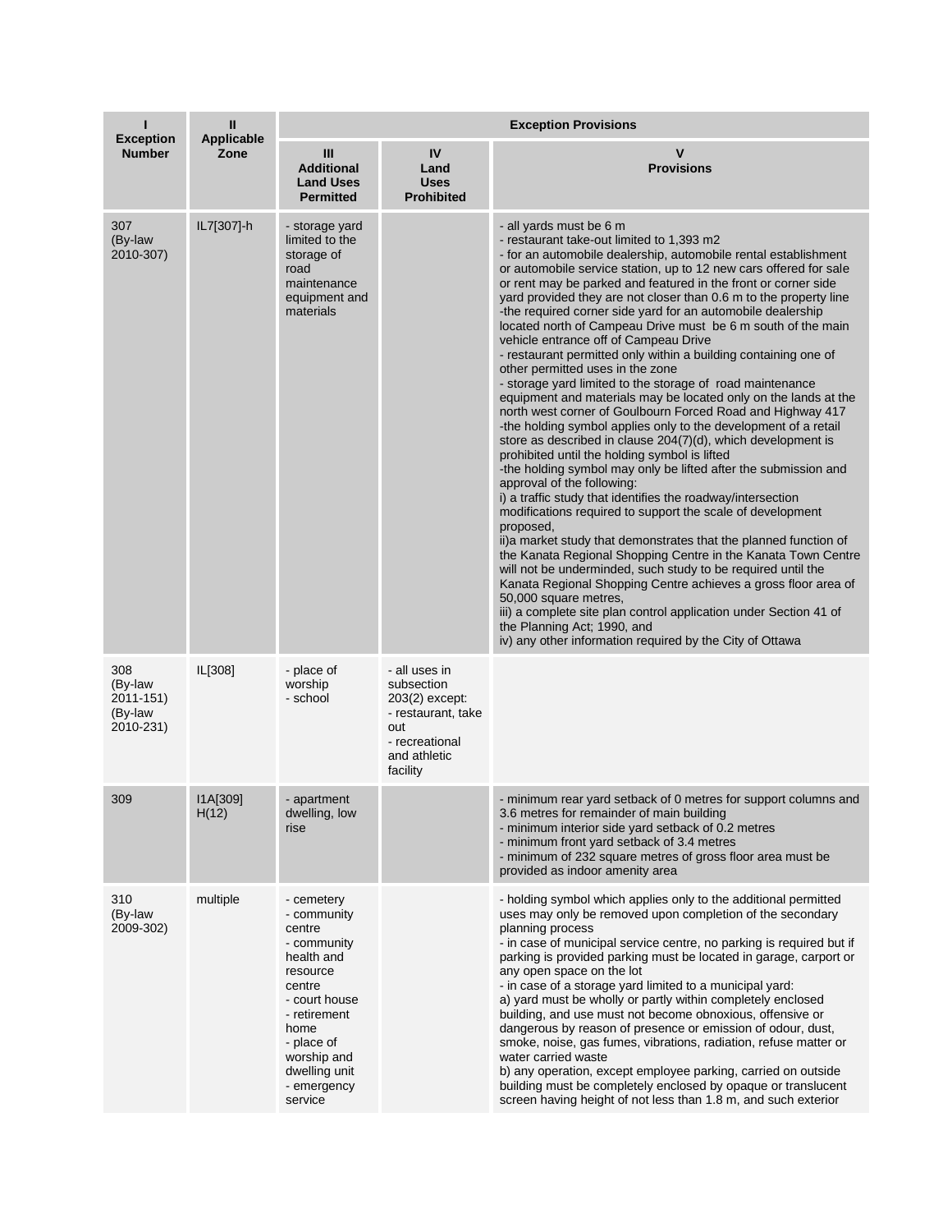| I<br>Exception Number | II<br>Applicable Zone | Exception Provisions | | |
|---|---|---|---|---|
| | | III<br>Additional Land Uses Permitted | IV<br>Land Uses Prohibited | V<br>Provisions |
| 307<br>(By-law 2010-307) | IL7[307]-h | - storage yard limited to the storage of road maintenance equipment and materials | | - all yards must be 6 m<br>- restaurant take-out limited to 1,393 m2<br>- for an automobile dealership, automobile rental establishment or automobile service station, up to 12 new cars offered for sale or rent may be parked and featured in the front or corner side yard provided they are not closer than 0.6 m to the property line<br>-the required corner side yard for an automobile dealership located north of Campeau Drive must be 6 m south of the main vehicle entrance off of Campeau Drive<br>- restaurant permitted only within a building containing one of other permitted uses in the zone<br>- storage yard limited to the storage of road maintenance equipment and materials may be located only on the lands at the north west corner of Goulbourn Forced Road and Highway 417<br>-the holding symbol applies only to the development of a retail store as described in clause 204(7)(d), which development is prohibited until the holding symbol is lifted<br>-the holding symbol may only be lifted after the submission and approval of the following:<br>i) a traffic study that identifies the roadway/intersection modifications required to support the scale of development proposed,<br>ii)a market study that demonstrates that the planned function of the Kanata Regional Shopping Centre in the Kanata Town Centre will not be underminded, such study to be required until the Kanata Regional Shopping Centre achieves a gross floor area of 50,000 square metres,<br>iii) a complete site plan control application under Section 41 of the Planning Act; 1990, and<br>iv) any other information required by the City of Ottawa |
| 308<br>(By-law 2011-151)<br>(By-law 2010-231) | IL[308] | - place of worship<br>- school | - all uses in subsection 203(2) except:<br>- restaurant, take out<br>- recreational and athletic facility | |
| 309 | I1A[309] H(12) | - apartment dwelling, low rise | | - minimum rear yard setback of 0 metres for support columns and 3.6 metres for remainder of main building<br>- minimum interior side yard setback of 0.2 metres<br>- minimum front yard setback of 3.4 metres<br>- minimum of 232 square metres of gross floor area must be provided as indoor amenity area |
| 310<br>(By-law 2009-302) | multiple | - cemetery<br>- community centre<br>- community health and resource centre<br>- court house<br>- retirement home<br>- place of worship and dwelling unit<br>- emergency service | | - holding symbol which applies only to the additional permitted uses may only be removed upon completion of the secondary planning process<br>- in case of municipal service centre, no parking is required but if parking is provided parking must be located in garage, carport or any open space on the lot<br>- in case of a storage yard limited to a municipal yard:<br>a) yard must be wholly or partly within completely enclosed building, and use must not become obnoxious, offensive or dangerous by reason of presence or emission of odour, dust, smoke, noise, gas fumes, vibrations, radiation, refuse matter or water carried waste<br>b) any operation, except employee parking, carried on outside building must be completely enclosed by opaque or translucent screen having height of not less than 1.8 m, and such exterior |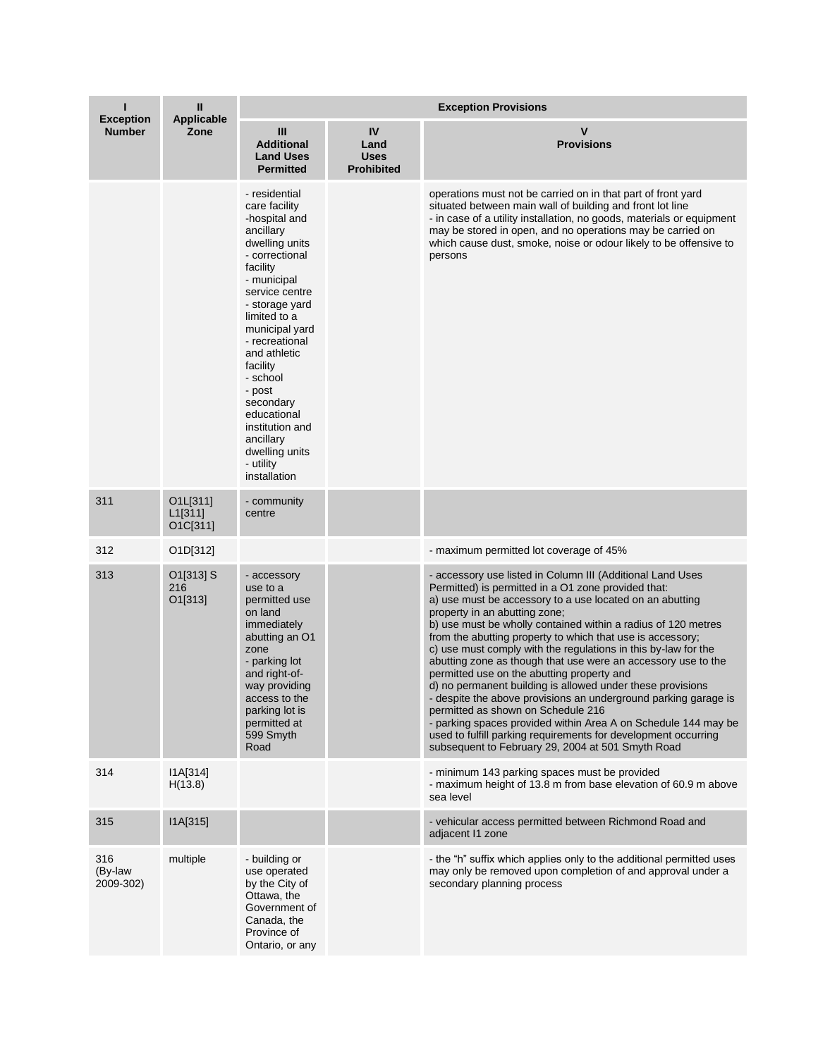| I<br>Exception Number | II<br>Applicable Zone | Exception Provisions | | |
|---|---|---|---|---|
| | | III<br>Additional Land Uses Permitted | IV<br>Land Uses Prohibited | V<br>Provisions |
| | | - residential care facility<br>-hospital and ancillary dwelling units<br>- correctional facility<br>- municipal service centre<br>- storage yard limited to a municipal yard<br>- recreational and athletic facility<br>- school<br>- post secondary educational institution and ancillary dwelling units<br>- utility installation | | operations must not be carried on in that part of front yard situated between main wall of building and front lot line<br>- in case of a utility installation, no goods, materials or equipment may be stored in open, and no operations may be carried on which cause dust, smoke, noise or odour likely to be offensive to persons |
| 311 | O1L[311]<br>L1[311]<br>O1C[311] | - community centre | | |
| 312 | O1D[312] | | | - maximum permitted lot coverage of 45% |
| 313 | O1[313] S 216<br>O1[313] | - accessory use to a permitted use on land immediately abutting an O1 zone<br>- parking lot and right-of-way providing access to the parking lot is permitted at 599 Smyth Road | | - accessory use listed in Column III (Additional Land Uses Permitted) is permitted in a O1 zone provided that:<br>a) use must be accessory to a use located on an abutting property in an abutting zone;<br>b) use must be wholly contained within a radius of 120 metres from the abutting property to which that use is accessory;<br>c) use must comply with the regulations in this by-law for the abutting zone as though that use were an accessory use to the permitted use on the abutting property and<br>d) no permanent building is allowed under these provisions<br>- despite the above provisions an underground parking garage is permitted as shown on Schedule 216<br>- parking spaces provided within Area A on Schedule 144 may be used to fulfill parking requirements for development occurring subsequent to February 29, 2004 at 501 Smyth Road |
| 314 | I1A[314] H(13.8) | | | - minimum 143 parking spaces must be provided<br>- maximum height of 13.8 m from base elevation of 60.9 m above sea level |
| 315 | I1A[315] | | | - vehicular access permitted between Richmond Road and adjacent I1 zone |
| 316 (By-law 2009-302) | multiple | - building or use operated by the City of Ottawa, the Government of Canada, the Province of Ontario, or any | | - the “h” suffix which applies only to the additional permitted uses may only be removed upon completion of and approval under a secondary planning process |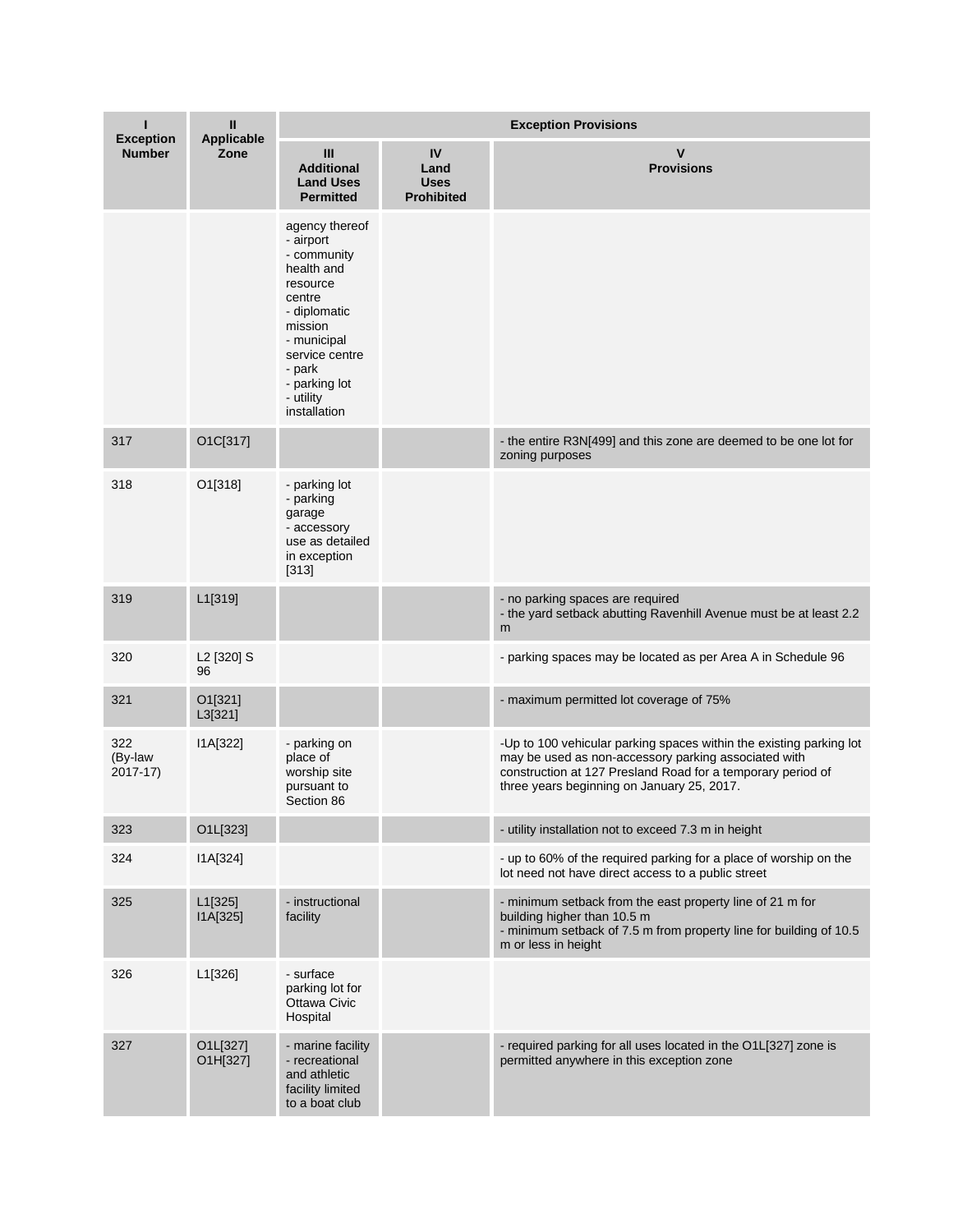| I Exception Number | II Applicable Zone | Exception Provisions | | |
|---|---|---|---|---|
| | | III Additional Land Uses Permitted | IV Land Uses Prohibited | V Provisions |
| | | agency thereof<br>- airport<br>- community health and resource centre<br>- diplomatic mission<br>- municipal service centre<br>- park<br>- parking lot<br>- utility installation | | |
| 317 | O1C[317] | | | - the entire R3N[499] and this zone are deemed to be one lot for zoning purposes |
| 318 | O1[318] | - parking lot<br>- parking garage<br>- accessory use as detailed in exception [313] | | |
| 319 | L1[319] | | | - no parking spaces are required<br>- the yard setback abutting Ravenhill Avenue must be at least 2.2 m |
| 320 | L2 [320] S 96 | | | - parking spaces may be located as per Area A in Schedule 96 |
| 321 | O1[321] L3[321] | | | - maximum permitted lot coverage of 75% |
| 322 (By-law 2017-17) | I1A[322] | - parking on place of worship site pursuant to Section 86 | | -Up to 100 vehicular parking spaces within the existing parking lot may be used as non-accessory parking associated with construction at 127 Presland Road for a temporary period of three years beginning on January 25, 2017. |
| 323 | O1L[323] | | | - utility installation not to exceed 7.3 m in height |
| 324 | I1A[324] | | | - up to 60% of the required parking for a place of worship on the lot need not have direct access to a public street |
| 325 | L1[325] I1A[325] | - instructional facility | | - minimum setback from the east property line of 21 m for building higher than 10.5 m<br>- minimum setback of 7.5 m from property line for building of 10.5 m or less in height |
| 326 | L1[326] | - surface parking lot for Ottawa Civic Hospital | | |
| 327 | O1L[327] O1H[327] | - marine facility<br>- recreational and athletic facility limited to a boat club | | - required parking for all uses located in the O1L[327] zone is permitted anywhere in this exception zone |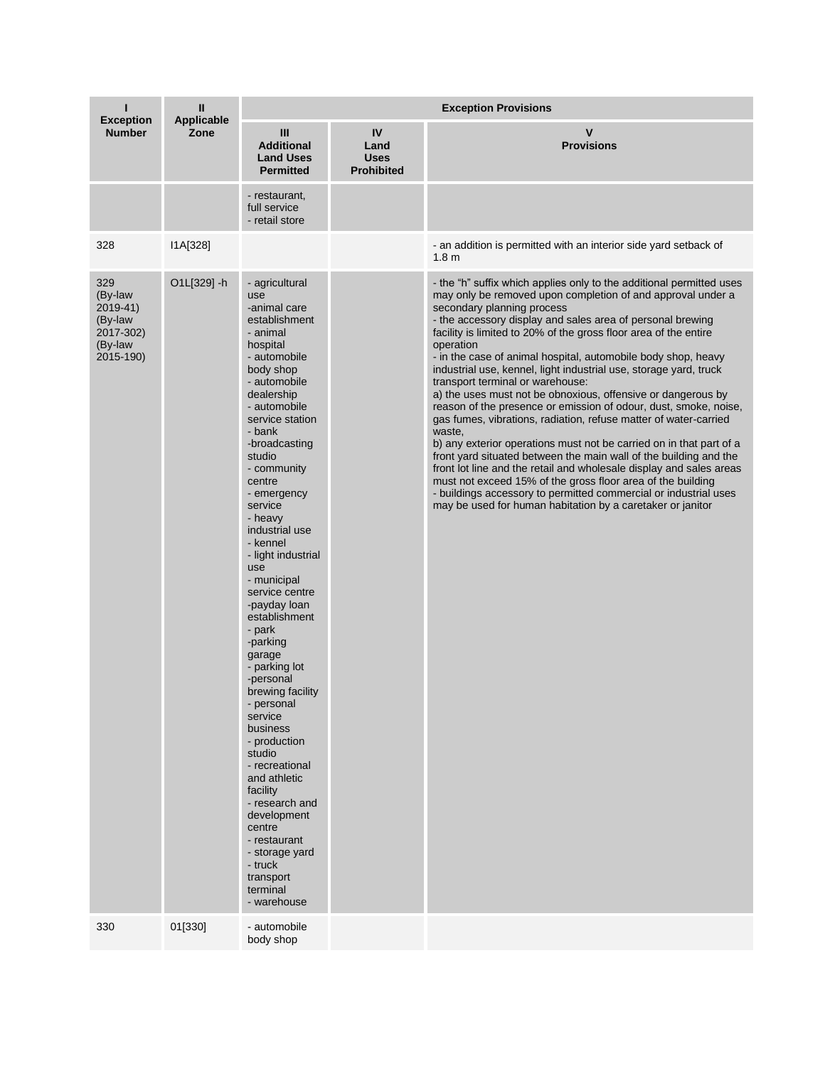| I<br>Exception Number | II<br>Applicable Zone | Exception Provisions | | |
|---|---|---|---|---|
| | | III<br>Additional Land Uses Permitted | IV<br>Land Uses Prohibited | V<br>Provisions |
| | | - restaurant, full service<br>- retail store | | |
| 328 | I1A[328] | | | - an addition is permitted with an interior side yard setback of 1.8 m |
| 329<br>(By-law 2019-41)<br>(By-law 2017-302)<br>(By-law 2015-190) | O1L[329] -h | - agricultural use<br>-animal care establishment<br>- animal hospital<br>- automobile body shop<br>- automobile dealership<br>- automobile service station<br>- bank<br>-broadcasting studio<br>- community centre<br>- emergency service<br>- heavy industrial use<br>- kennel<br>- light industrial use<br>- municipal service centre<br>-payday loan establishment<br>- park<br>-parking garage<br>- parking lot<br>-personal brewing facility<br>- personal service business<br>- production studio<br>- recreational and athletic facility<br>- research and development centre<br>- restaurant<br>- storage yard<br>- truck transport terminal<br>- warehouse | | - the "h" suffix which applies only to the additional permitted uses may only be removed upon completion of and approval under a secondary planning process<br>- the accessory display and sales area of personal brewing facility is limited to 20% of the gross floor area of the entire operation<br>- in the case of animal hospital, automobile body shop, heavy industrial use, kennel, light industrial use, storage yard, truck transport terminal or warehouse:<br>a) the uses must not be obnoxious, offensive or dangerous by reason of the presence or emission of odour, dust, smoke, noise, gas fumes, vibrations, radiation, refuse matter of water-carried waste,<br>b) any exterior operations must not be carried on in that part of a front yard situated between the main wall of the building and the front lot line and the retail and wholesale display and sales areas must not exceed 15% of the gross floor area of the building<br>- buildings accessory to permitted commercial or industrial uses may be used for human habitation by a caretaker or janitor |
| 330 | 01[330] | - automobile body shop | | |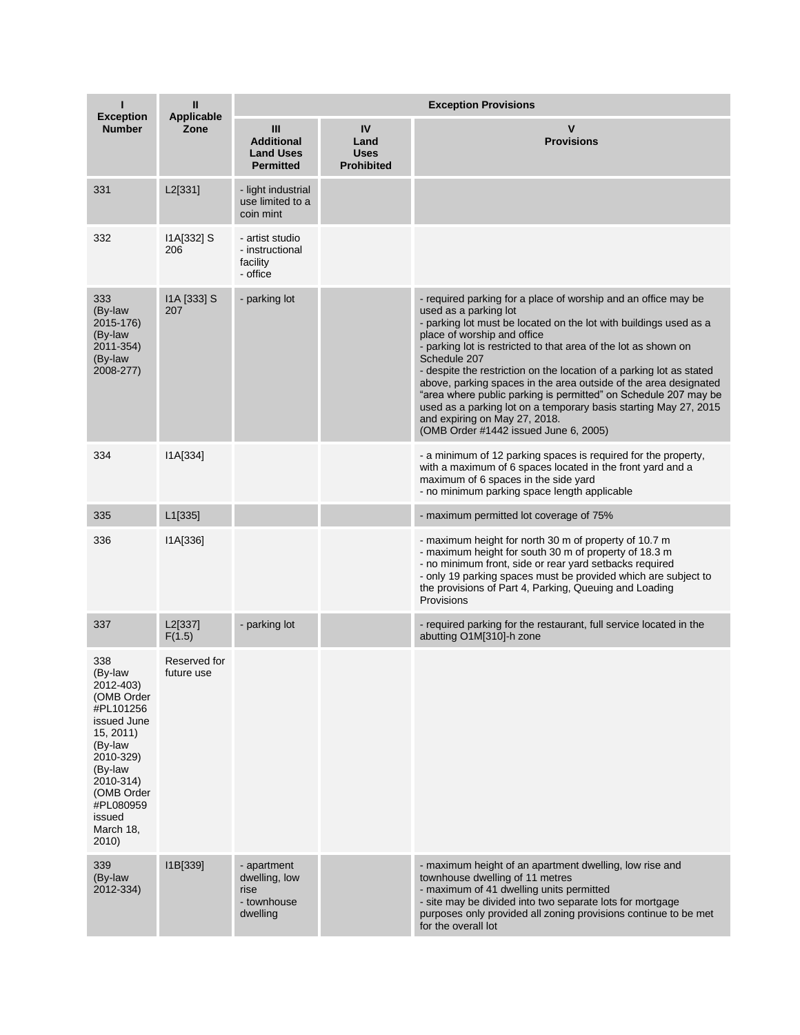| I<br>Exception Number | II<br>Applicable Zone | Exception Provisions | | |
|---|---|---|---|---|
| | | III<br>Additional Land Uses Permitted | IV<br>Land Uses Prohibited | V<br>Provisions |
| 331 | L2[331] | - light industrial use limited to a coin mint | | |
| 332 | I1A[332] S 206 | - artist studio<br>- instructional facility<br>- office | | |
| 333<br>(By-law 2015-176)<br>(By-law 2011-354)<br>(By-law 2008-277) | I1A [333] S 207 | - parking lot | | - required parking for a place of worship and an office may be used as a parking lot<br>- parking lot must be located on the lot with buildings used as a place of worship and office<br>- parking lot is restricted to that area of the lot as shown on Schedule 207<br>- despite the restriction on the location of a parking lot as stated above, parking spaces in the area outside of the area designated "area where public parking is permitted" on Schedule 207 may be used as a parking lot on a temporary basis starting May 27, 2015 and expiring on May 27, 2018.<br>(OMB Order #1442 issued June 6, 2005) |
| 334 | I1A[334] | | | - a minimum of 12 parking spaces is required for the property, with a maximum of 6 spaces located in the front yard and a maximum of 6 spaces in the side yard<br>- no minimum parking space length applicable |
| 335 | L1[335] | | | - maximum permitted lot coverage of 75% |
| 336 | I1A[336] | | | - maximum height for north 30 m of property of 10.7 m<br>- maximum height for south 30 m of property of 18.3 m<br>- no minimum front, side or rear yard setbacks required<br>- only 19 parking spaces must be provided which are subject to the provisions of Part 4, Parking, Queuing and Loading Provisions |
| 337 | L2[337] F(1.5) | - parking lot | | - required parking for the restaurant, full service located in the abutting O1M[310]-h zone |
| 338<br>(By-law 2012-403)<br>(OMB Order #PL101256 issued June 15, 2011)<br>(By-law 2010-329)<br>(By-law 2010-314)<br>(OMB Order #PL080959 issued March 18, 2010) | Reserved for future use | | | |
| 339<br>(By-law 2012-334) | I1B[339] | - apartment dwelling, low rise<br>- townhouse dwelling | | - maximum height of an apartment dwelling, low rise and townhouse dwelling of 11 metres<br>- maximum of 41 dwelling units permitted<br>- site may be divided into two separate lots for mortgage purposes only provided all zoning provisions continue to be met for the overall lot |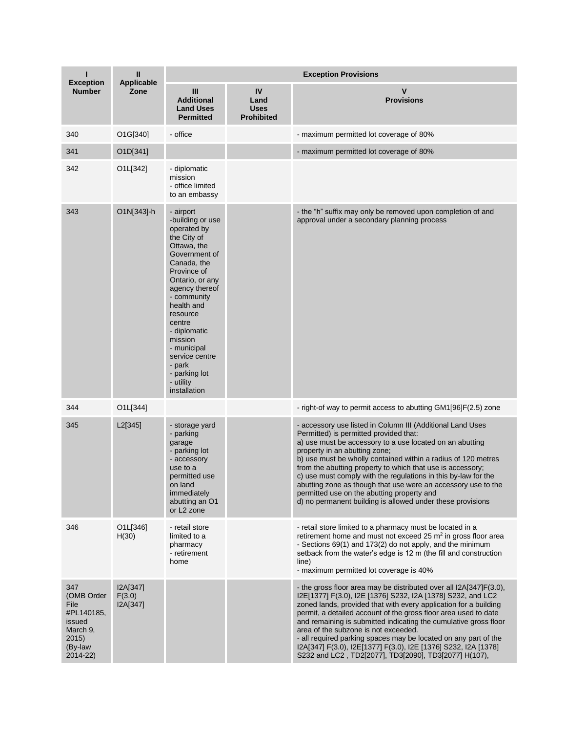| I<br>Exception Number | II<br>Applicable Zone | Exception Provisions | | |
|---|---|---|---|---|
| | | III<br>Additional Land Uses Permitted | IV<br>Land Uses Prohibited | V<br>Provisions |
| 340 | O1G[340] | - office | | - maximum permitted lot coverage of 80% |
| 341 | O1D[341] | | | - maximum permitted lot coverage of 80% |
| 342 | O1L[342] | - diplomatic mission<br>- office limited to an embassy | | |
| 343 | O1N[343]-h | - airport<br>-building or use operated by the City of Ottawa, the Government of Canada, the Province of Ontario, or any agency thereof<br>- community health and resource centre<br>- diplomatic mission<br>- municipal service centre<br>- park<br>- parking lot<br>- utility installation | | - the “h” suffix may only be removed upon completion of and approval under a secondary planning process |
| 344 | O1L[344] | | | - right-of way to permit access to abutting GM1[96]F(2.5) zone |
| 345 | L2[345] | - storage yard<br>- parking garage<br>- parking lot<br>- accessory use to a permitted use on land immediately abutting an O1 or L2 zone | | - accessory use listed in Column III (Additional Land Uses Permitted) is permitted provided that:<br>a) use must be accessory to a use located on an abutting property in an abutting zone;<br>b) use must be wholly contained within a radius of 120 metres from the abutting property to which that use is accessory;<br>c) use must comply with the regulations in this by-law for the abutting zone as though that use were an accessory use to the permitted use on the abutting property and<br>d) no permanent building is allowed under these provisions |
| 346 | O1L[346] H(30) | - retail store limited to a pharmacy<br>- retirement home | | - retail store limited to a pharmacy must be located in a retirement home and must not exceed 25 m$^2$ in gross floor area<br>- Sections 69(1) and 173(2) do not apply, and the minimum setback from the water’s edge is 12 m (the fill and construction line)<br>- maximum permitted lot coverage is 40% |
| 347 (OMB Order File #PL140185, issued March 9, 2015) (By-law 2014-22) | I2A[347] F(3.0) I2A[347] | | | - the gross floor area may be distributed over all I2A[347]F(3.0), I2E[1377] F(3.0), I2E [1376] S232, I2A [1378] S232, and LC2 zoned lands, provided that with every application for a building permit, a detailed account of the gross floor area used to date and remaining is submitted indicating the cumulative gross floor area of the subzone is not exceeded.<br>- all required parking spaces may be located on any part of the I2A[347] F(3.0), I2E[1377] F(3.0), I2E [1376] S232, I2A [1378] S232 and LC2 , TD2[2077], TD3[2090], TD3[2077] H(107), |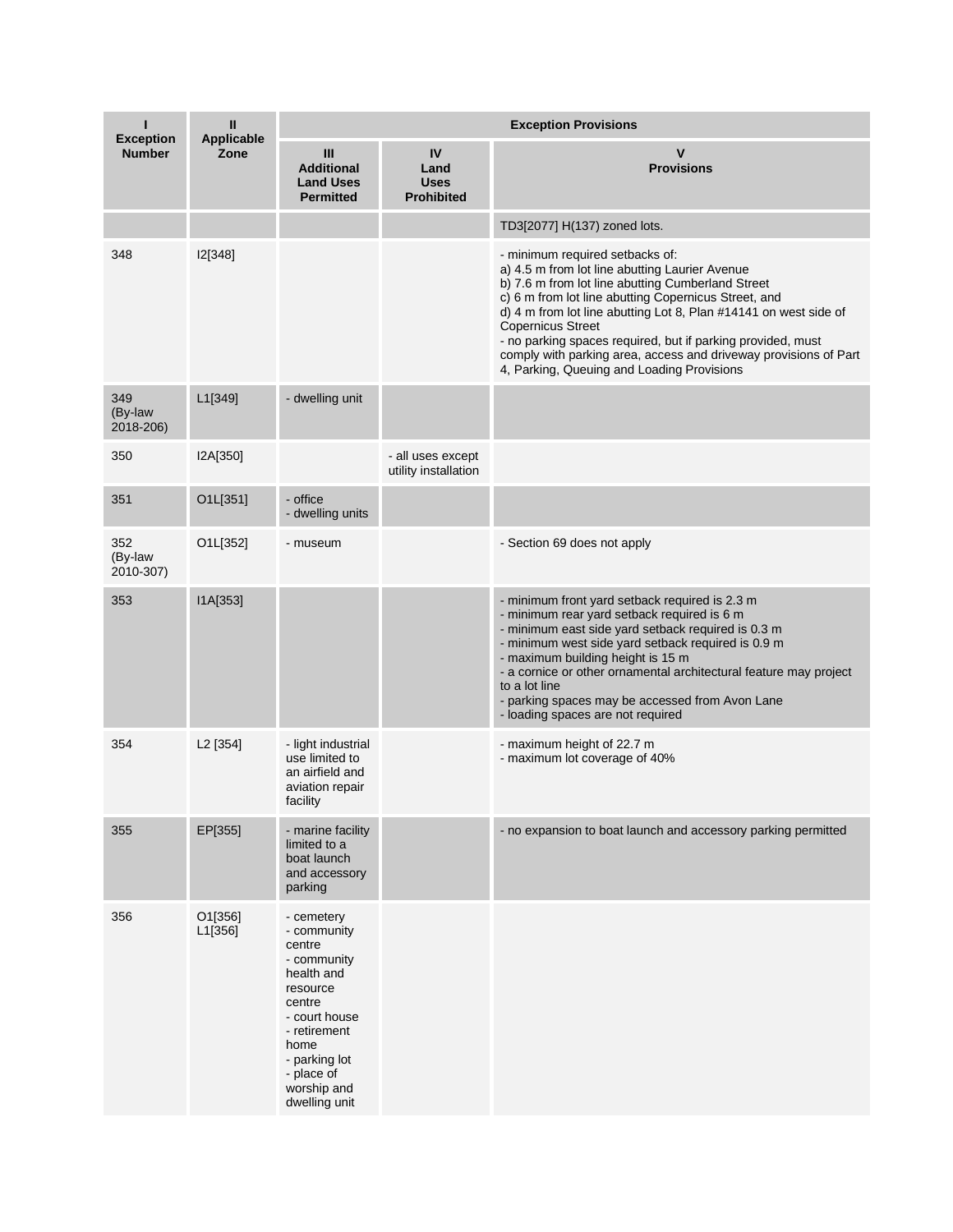| I<br>Exception Number | II<br>Applicable Zone | Exception Provisions | | |
|---|---|---|---|---|
| | | III<br>Additional Land Uses Permitted | IV<br>Land Uses Prohibited | V<br>Provisions |
| | | | | TD3[2077] H(137) zoned lots. |
| 348 | I2[348] | | | - minimum required setbacks of:<br>a) 4.5 m from lot line abutting Laurier Avenue<br>b) 7.6 m from lot line abutting Cumberland Street<br>c) 6 m from lot line abutting Copernicus Street, and<br>d) 4 m from lot line abutting Lot 8, Plan #14141 on west side of Copernicus Street<br>- no parking spaces required, but if parking provided, must comply with parking area, access and driveway provisions of Part 4, Parking, Queuing and Loading Provisions |
| 349<br>(By-law 2018-206) | L1[349] | - dwelling unit | | |
| 350 | I2A[350] | | - all uses except utility installation | |
| 351 | O1L[351] | - office<br>- dwelling units | | |
| 352<br>(By-law 2010-307) | O1L[352] | - museum | | - Section 69 does not apply |
| 353 | I1A[353] | | | - minimum front yard setback required is 2.3 m<br>- minimum rear yard setback required is 6 m<br>- minimum east side yard setback required is 0.3 m<br>- minimum west side yard setback required is 0.9 m<br>- maximum building height is 15 m<br>- a cornice or other ornamental architectural feature may project to a lot line<br>- parking spaces may be accessed from Avon Lane<br>- loading spaces are not required |
| 354 | L2 [354] | - light industrial use limited to an airfield and aviation repair facility | | - maximum height of 22.7 m<br>- maximum lot coverage of 40% |
| 355 | EP[355] | - marine facility limited to a boat launch and accessory parking | | - no expansion to boat launch and accessory parking permitted |
| 356 | O1[356]<br>L1[356] | - cemetery<br>- community centre<br>- community health and resource centre<br>- court house<br>- retirement home<br>- parking lot<br>- place of worship and dwelling unit | | |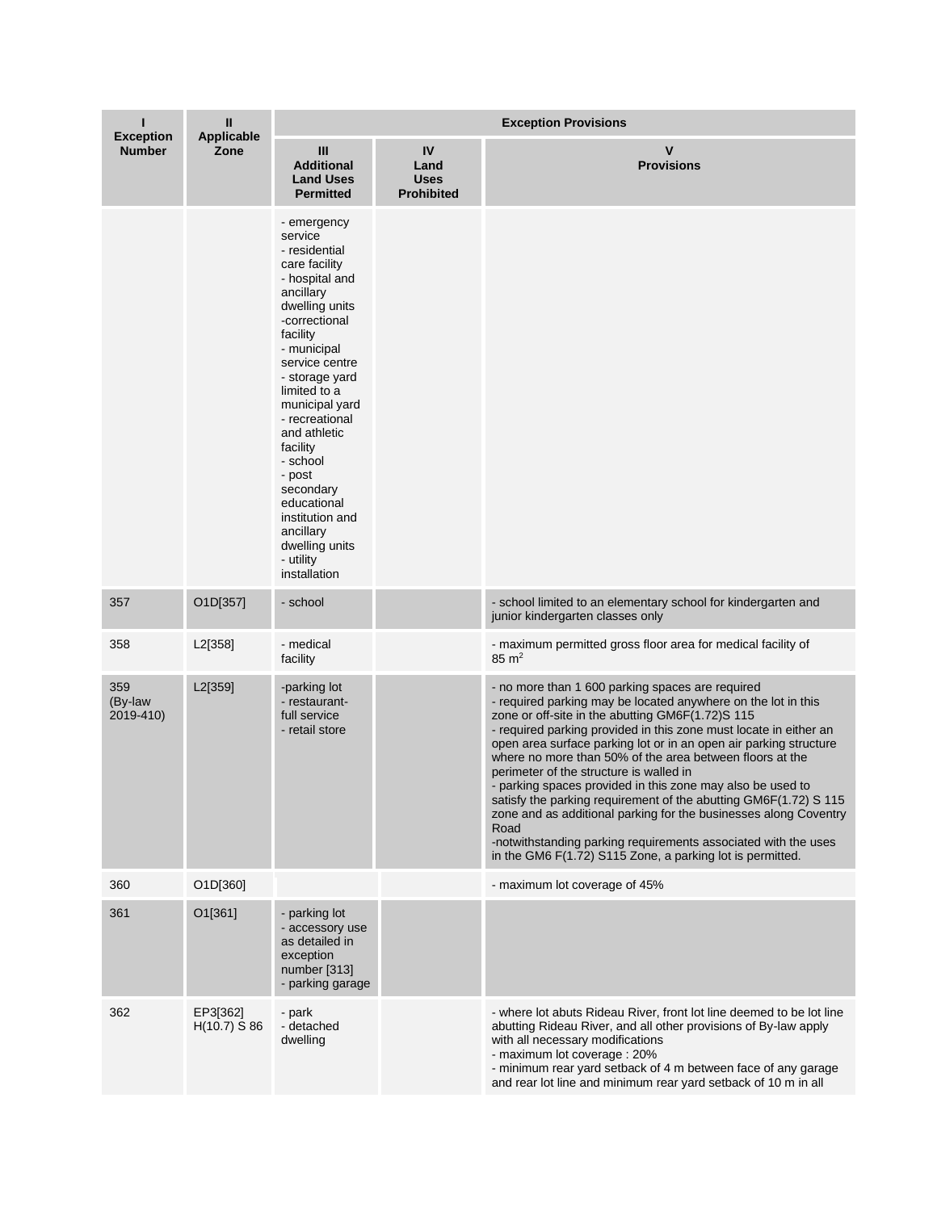| I Exception Number | II Applicable Zone | Exception Provisions | | |
|---|---|---|---|---|
| | | III Additional Land Uses Permitted | IV Land Uses Prohibited | V Provisions |
| | | - emergency service<br>- residential care facility<br>- hospital and ancillary dwelling units<br>-correctional facility<br>- municipal service centre<br>- storage yard limited to a municipal yard<br>- recreational and athletic facility<br>- school<br>- post secondary educational institution and ancillary dwelling units<br>- utility installation | | |
| 357 | O1D[357] | - school | | - school limited to an elementary school for kindergarten and junior kindergarten classes only |
| 358 | L2[358] | - medical facility | | - maximum permitted gross floor area for medical facility of 85 m$^2$ |
| 359 (By-law 2019-410) | L2[359] | -parking lot<br>- restaurant- full service<br>- retail store | | - no more than 1 600 parking spaces are required<br>- required parking may be located anywhere on the lot in this zone or off-site in the abutting GM6F(1.72)S 115<br>- required parking provided in this zone must locate in either an open area surface parking lot or in an open air parking structure where no more than 50% of the area between floors at the perimeter of the structure is walled in<br>- parking spaces provided in this zone may also be used to satisfy the parking requirement of the abutting GM6F(1.72) S 115 zone and as additional parking for the businesses along Coventry Road<br>-notwithstanding parking requirements associated with the uses in the GM6 F(1.72) S115 Zone, a parking lot is permitted. |
| 360 | O1D[360] | | | - maximum lot coverage of 45% |
| 361 | O1[361] | - parking lot<br>- accessory use as detailed in exception number [313]<br>- parking garage | | |
| 362 | EP3[362] H(10.7) S 86 | - park<br>- detached dwelling | | - where lot abuts Rideau River, front lot line deemed to be lot line abutting Rideau River, and all other provisions of By-law apply with all necessary modifications<br>- maximum lot coverage : 20%<br>- minimum rear yard setback of 4 m between face of any garage and rear lot line and minimum rear yard setback of 10 m in all |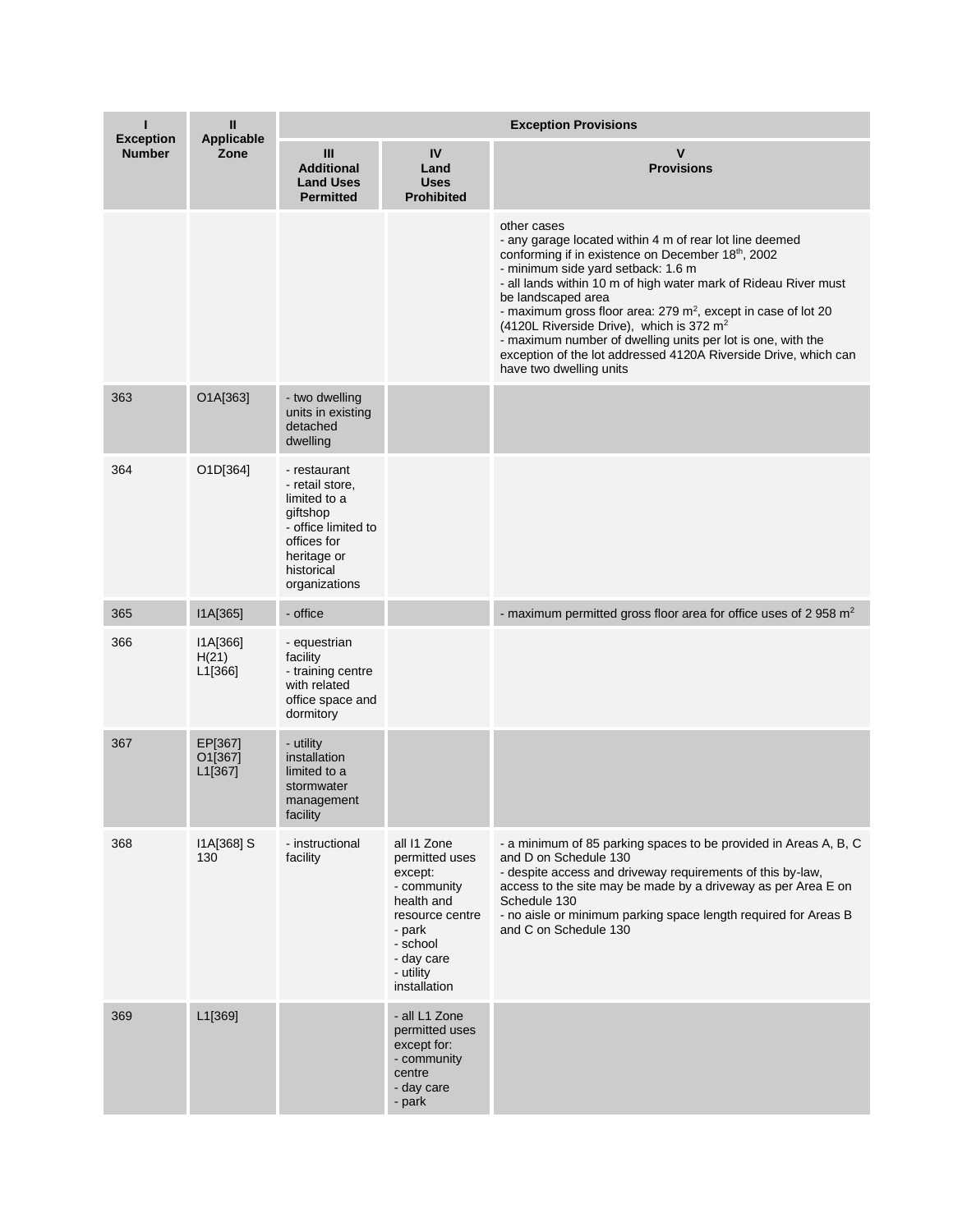| I Exception Number | II Applicable Zone | Exception Provisions | | |
|---|---|---|---|---|
| | | III Additional Land Uses Permitted | IV Land Uses Prohibited | V Provisions |
| | | | | other cases<br>- any garage located within 4 m of rear lot line deemed conforming if in existence on December 18th, 2002<br>- minimum side yard setback: 1.6 m<br>- all lands within 10 m of high water mark of Rideau River must be landscaped area<br>- maximum gross floor area: 279 $m^2$, except in case of lot 20 (4120L Riverside Drive), which is 372 $m^2$<br>- maximum number of dwelling units per lot is one, with the exception of the lot addressed 4120A Riverside Drive, which can have two dwelling units |
| 363 | O1A[363] | - two dwelling units in existing detached dwelling | | |
| 364 | O1D[364] | - restaurant<br>- retail store, limited to a giftshop<br>- office limited to offices for heritage or historical organizations | | |
| 365 | I1A[365] | - office | | - maximum permitted gross floor area for office uses of 2 958 $m^2$ |
| 366 | I1A[366] H(21)<br>L1[366] | - equestrian facility<br>- training centre with related office space and dormitory | | |
| 367 | EP[367]<br>O1[367]<br>L1[367] | - utility installation limited to a stormwater management facility | | |
| 368 | I1A[368] S 130 | - instructional facility | all I1 Zone permitted uses except:<br>- community health and resource centre<br>- park<br>- school<br>- day care<br>- utility installation | - a minimum of 85 parking spaces to be provided in Areas A, B, C and D on Schedule 130<br>- despite access and driveway requirements of this by-law, access to the site may be made by a driveway as per Area E on Schedule 130<br>- no aisle or minimum parking space length required for Areas B and C on Schedule 130 |
| 369 | L1[369] | | - all L1 Zone permitted uses except for:<br>- community centre<br>- day care<br>- park | |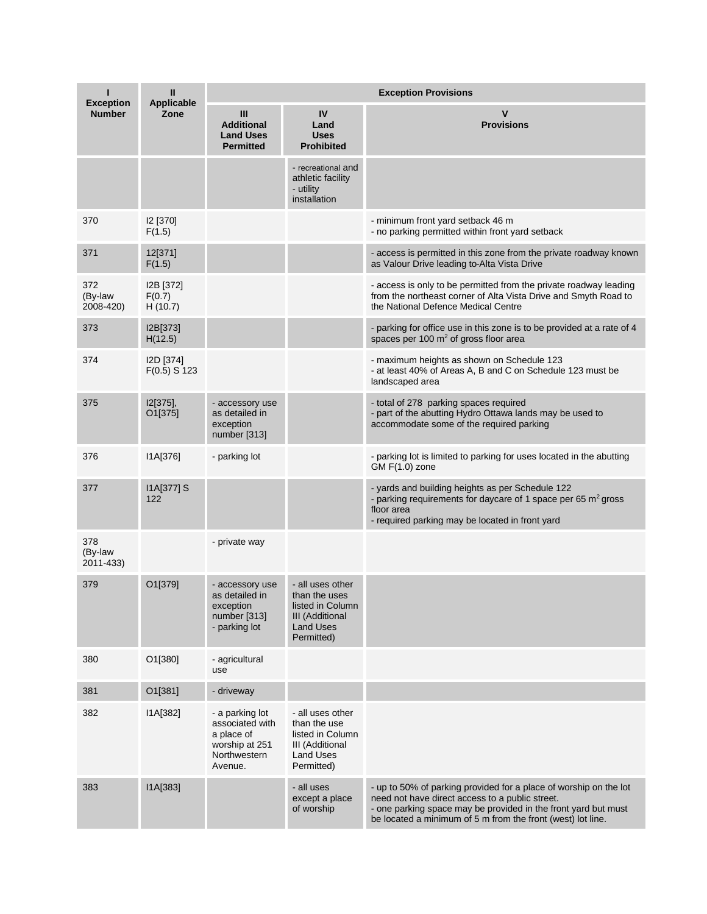| I<br>Exception Number | II<br>Applicable Zone | Exception Provisions | | |
|---|---|---|---|---|
| | | III<br>Additional Land Uses Permitted | IV<br>Land Uses Prohibited | V<br>Provisions |
| | | | - recreational and athletic facility<br>- utility installation | |
| 370 | I2 [370] F(1.5) | | | - minimum front yard setback 46 m<br>- no parking permitted within front yard setback |
| 371 | 12[371] F(1.5) | | | - access is permitted in this zone from the private roadway known as Valour Drive leading to-Alta Vista Drive |
| 372 (By-law 2008-420) | I2B [372] F(0.7) H (10.7) | | | - access is only to be permitted from the private roadway leading from the northeast corner of Alta Vista Drive and Smyth Road to the National Defence Medical Centre |
| 373 | I2B[373] H(12.5) | | | - parking for office use in this zone is to be provided at a rate of 4 spaces per 100 $m^2$ of gross floor area |
| 374 | I2D [374] F(0.5) S 123 | | | - maximum heights as shown on Schedule 123<br>- at least 40% of Areas A, B and C on Schedule 123 must be landscaped area |
| 375 | I2[375], O1[375] | - accessory use as detailed in exception number [313] | | - total of 278 parking spaces required<br>- part of the abutting Hydro Ottawa lands may be used to accommodate some of the required parking |
| 376 | I1A[376] | - parking lot | | - parking lot is limited to parking for uses located in the abutting GM F(1.0) zone |
| 377 | I1A[377] S 122 | | | - yards and building heights as per Schedule 122<br>- parking requirements for daycare of 1 space per 65 $m^2$ gross floor area<br>- required parking may be located in front yard |
| 378 (By-law 2011-433) | | - private way | | |
| 379 | O1[379] | - accessory use as detailed in exception number [313]<br>- parking lot | - all uses other than the uses listed in Column III (Additional Land Uses Permitted) | |
| 380 | O1[380] | - agricultural use | | |
| 381 | O1[381] | - driveway | | |
| 382 | I1A[382] | - a parking lot associated with a place of worship at 251 Northwestern Avenue. | - all uses other than the use listed in Column III (Additional Land Uses Permitted) | |
| 383 | I1A[383] | | - all uses except a place of worship | - up to 50% of parking provided for a place of worship on the lot need not have direct access to a public street.<br>- one parking space may be provided in the front yard but must be located a minimum of 5 m from the front (west) lot line. |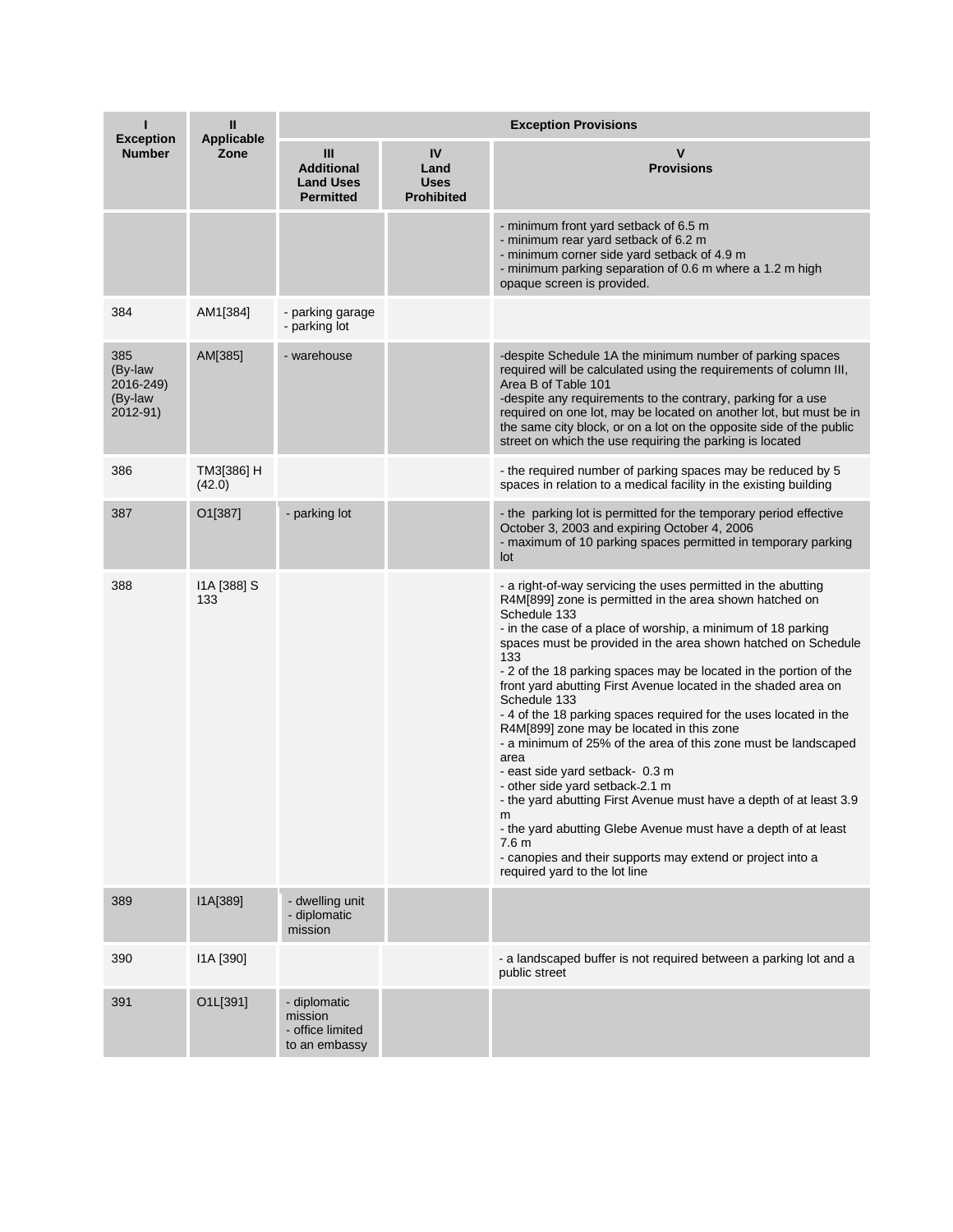| I<br>Exception<br>Number | II<br>Applicable<br>Zone | Exception Provisions | | |
|---|---|---|---|---|
| | | III<br>Additional<br>Land Uses<br>Permitted | IV<br>Land<br>Uses<br>Prohibited | V<br>Provisions |
| | | | | - minimum front yard setback of 6.5 m<br>- minimum rear yard setback of 6.2 m<br>- minimum corner side yard setback of 4.9 m<br>- minimum parking separation of 0.6 m where a 1.2 m high opaque screen is provided. |
| 384 | AM1[384] | - parking garage<br>- parking lot | | |
| 385<br>(By-law 2016-249)<br>(By-law 2012-91) | AM[385] | - warehouse | | -despite Schedule 1A the minimum number of parking spaces required will be calculated using the requirements of column III, Area B of Table 101<br>-despite any requirements to the contrary, parking for a use required on one lot, may be located on another lot, but must be in the same city block, or on a lot on the opposite side of the public street on which the use requiring the parking is located |
| 386 | TM3[386] H (42.0) | | | - the required number of parking spaces may be reduced by 5 spaces in relation to a medical facility in the existing building |
| 387 | O1[387] | - parking lot | | - the parking lot is permitted for the temporary period effective October 3, 2003 and expiring October 4, 2006<br>- maximum of 10 parking spaces permitted in temporary parking lot |
| 388 | I1A [388] S 133 | | | - a right-of-way servicing the uses permitted in the abutting R4M[899] zone is permitted in the area shown hatched on Schedule 133<br>- in the case of a place of worship, a minimum of 18 parking spaces must be provided in the area shown hatched on Schedule 133<br>- 2 of the 18 parking spaces may be located in the portion of the front yard abutting First Avenue located in the shaded area on Schedule 133<br>- 4 of the 18 parking spaces required for the uses located in the R4M[899] zone may be located in this zone<br>- a minimum of 25% of the area of this zone must be landscaped area<br>- east side yard setback- 0.3 m<br>- other side yard setback-2.1 m<br>- the yard abutting First Avenue must have a depth of at least 3.9 m<br>- the yard abutting Glebe Avenue must have a depth of at least 7.6 m<br>- canopies and their supports may extend or project into a required yard to the lot line |
| 389 | I1A[389] | - dwelling unit<br>- diplomatic mission | | |
| 390 | I1A [390] | | | - a landscaped buffer is not required between a parking lot and a public street |
| 391 | O1L[391] | - diplomatic mission<br>- office limited to an embassy | | |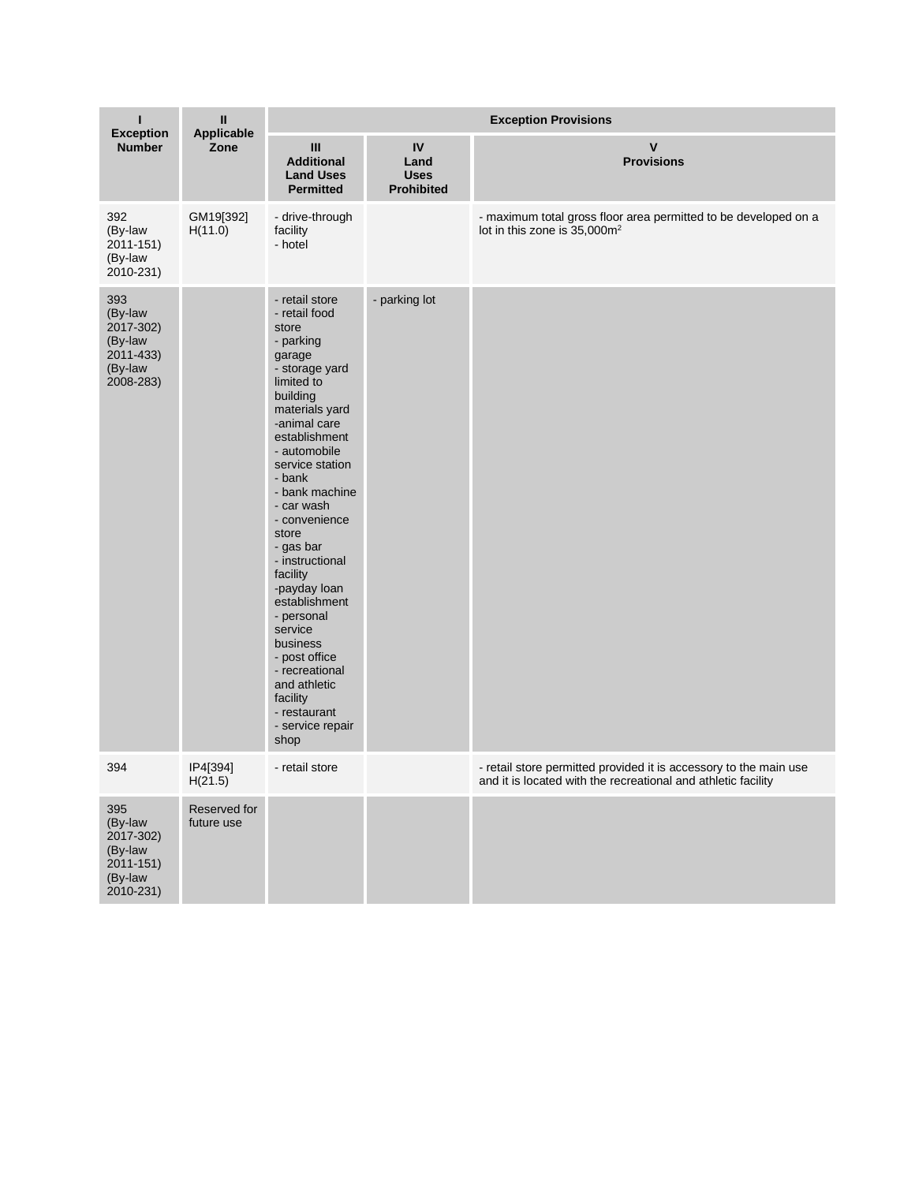| I<br>Exception Number | II<br>Applicable Zone | Exception Provisions | | |
|---|---|---|---|---|
| | | III<br>Additional Land Uses Permitted | IV<br>Land Uses Prohibited | V<br>Provisions |
| 392<br>(By-law 2011-151)<br>(By-law 2010-231) | GM19[392] H(11.0) | - drive-through facility<br>- hotel | | - maximum total gross floor area permitted to be developed on a lot in this zone is 35,000m$^2$ |
| 393<br>(By-law 2017-302)<br>(By-law 2011-433)<br>(By-law 2008-283) | | - retail store<br>- retail food store<br>- parking garage<br>- storage yard limited to building materials yard<br>-animal care establishment<br>- automobile service station<br>- bank<br>- bank machine<br>- car wash<br>- convenience store<br>- gas bar<br>- instructional facility<br>-payday loan establishment<br>- personal service business<br>- post office<br>- recreational and athletic facility<br>- restaurant<br>- service repair shop | - parking lot | |
| 394 | IP4[394] H(21.5) | - retail store | | - retail store permitted provided it is accessory to the main use and it is located with the recreational and athletic facility |
| 395<br>(By-law 2017-302)<br>(By-law 2011-151)<br>(By-law 2010-231) | Reserved for future use | | | |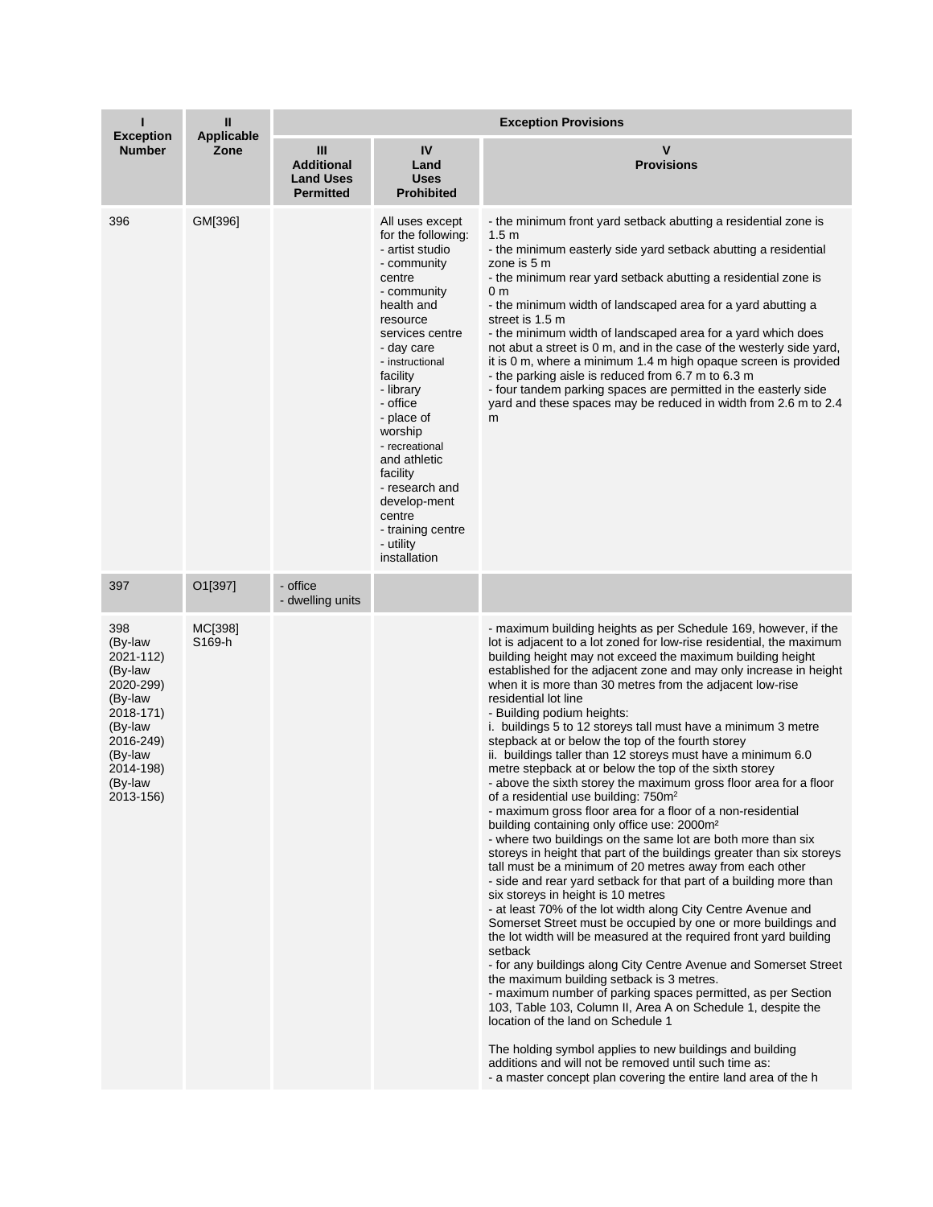| I<br>Exception Number | II<br>Applicable Zone | Exception Provisions | | |
|---|---|---|---|---|
| | | III<br>Additional Land Uses Permitted | IV<br>Land Uses Prohibited | V<br>Provisions |
| 396 | GM[396] | | All uses except for the following:<br>- artist studio<br>- community centre<br>- community health and resource services centre<br>- day care<br>- instructional facility<br>- library<br>- office<br>- place of worship<br>- recreational and athletic facility<br>- research and develop-ment centre<br>- training centre<br>- utility installation | - the minimum front yard setback abutting a residential zone is 1.5 m<br>- the minimum easterly side yard setback abutting a residential zone is 5 m<br>- the minimum rear yard setback abutting a residential zone is 0 m<br>- the minimum width of landscaped area for a yard abutting a street is 1.5 m<br>- the minimum width of landscaped area for a yard which does not abut a street is 0 m, and in the case of the westerly side yard, it is 0 m, where a minimum 1.4 m high opaque screen is provided<br>- the parking aisle is reduced from 6.7 m to 6.3 m<br>- four tandem parking spaces are permitted in the easterly side yard and these spaces may be reduced in width from 2.6 m to 2.4 m |
| 397 | O1[397] | - office<br>- dwelling units | | |
| 398<br>(By-law 2021-112)<br>(By-law 2020-299)<br>(By-law 2018-171)<br>(By-law 2016-249)<br>(By-law 2014-198)<br>(By-law 2013-156) | MC[398] S169-h | | | - maximum building heights as per Schedule 169, however, if the lot is adjacent to a lot zoned for low-rise residential, the maximum building height may not exceed the maximum building height established for the adjacent zone and may only increase in height when it is more than 30 metres from the adjacent low-rise residential lot line<br>- Building podium heights:<br>i. buildings 5 to 12 storeys tall must have a minimum 3 metre stepback at or below the top of the fourth storey<br>ii. buildings taller than 12 storeys must have a minimum 6.0 metre stepback at or below the top of the sixth storey<br>- above the sixth storey the maximum gross floor area for a floor of a residential use building: 750m²<br>- maximum gross floor area for a floor of a non-residential building containing only office use: 2000m²<br>- where two buildings on the same lot are both more than six storeys in height that part of the buildings greater than six storeys tall must be a minimum of 20 metres away from each other<br>- side and rear yard setback for that part of a building more than six storeys in height is 10 metres<br>- at least 70% of the lot width along City Centre Avenue and Somerset Street must be occupied by one or more buildings and the lot width will be measured at the required front yard building setback<br>- for any buildings along City Centre Avenue and Somerset Street the maximum building setback is 3 metres.<br>- maximum number of parking spaces permitted, as per Section 103, Table 103, Column II, Area A on Schedule 1, despite the location of the land on Schedule 1<br><br>The holding symbol applies to new buildings and building additions and will not be removed until such time as:<br>- a master concept plan covering the entire land area of the h |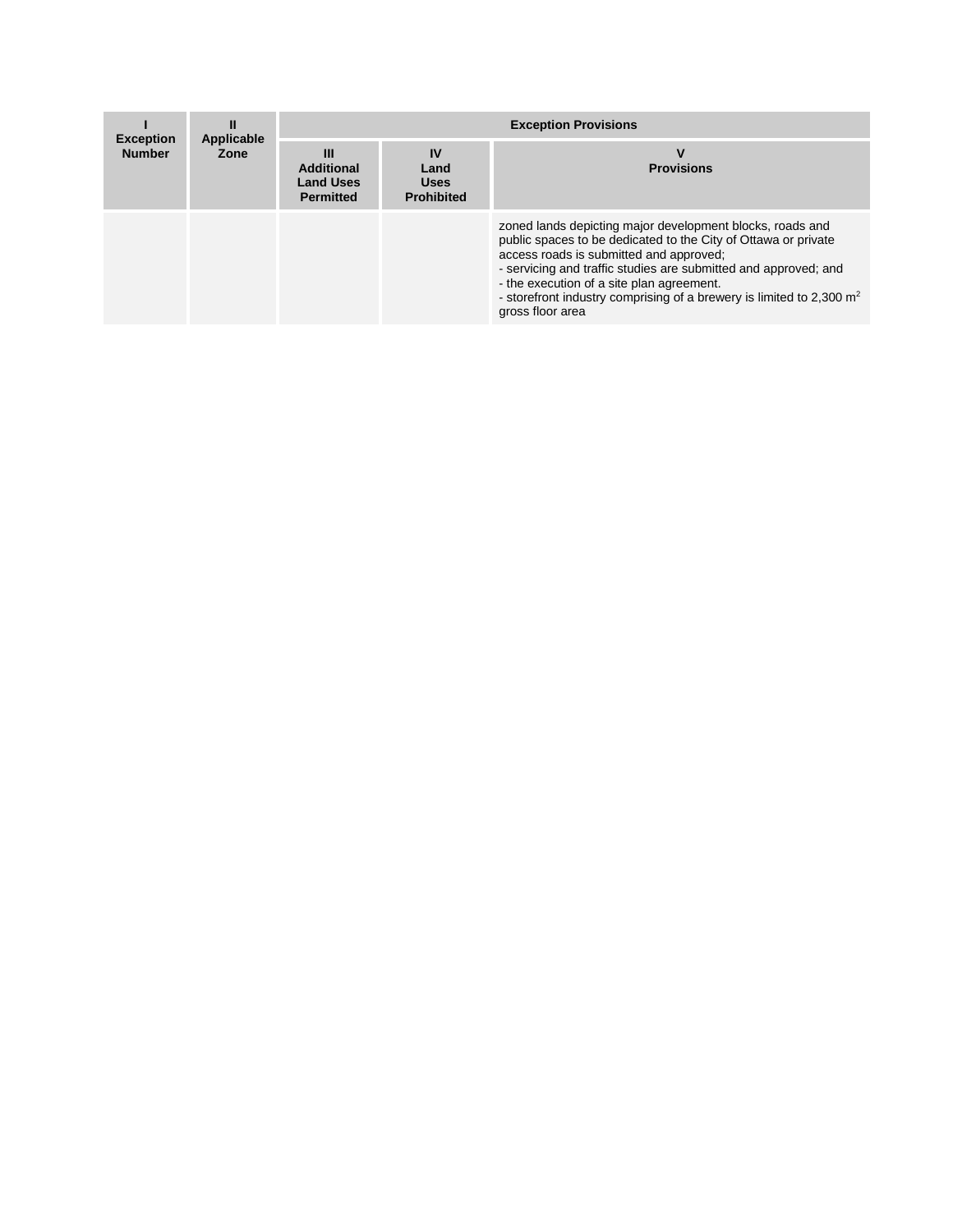| I<br>Exception Number | II<br>Applicable Zone | Exception Provisions | | |
|---|---|---|---|---|
| | | III<br>Additional Land Uses Permitted | IV<br>Land Uses Prohibited | V<br>Provisions |
| | | | | zoned lands depicting major development blocks, roads and public spaces to be dedicated to the City of Ottawa or private access roads is submitted and approved;<br>- servicing and traffic studies are submitted and approved; and<br>- the execution of a site plan agreement.<br>- storefront industry comprising of a brewery is limited to 2,300 $m^2$ gross floor area |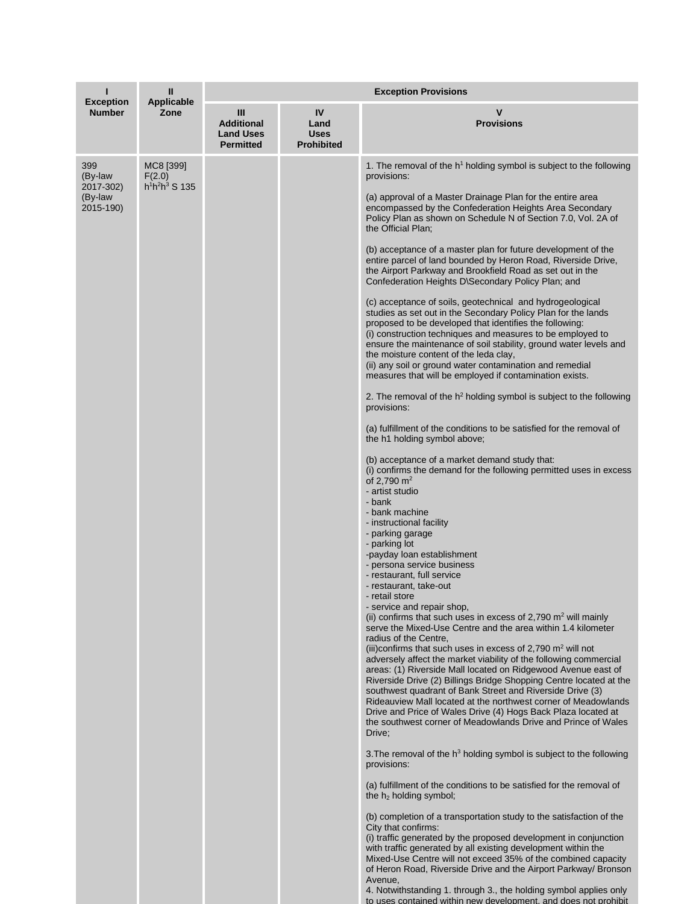| I<br>Exception Number | II<br>Applicable Zone | Exception Provisions | | |
|---|---|---|---|---|
| | | III<br>Additional Land Uses Permitted | IV<br>Land Uses Prohibited | V<br>Provisions |
| 399<br>(By-law 2017-302)<br>(By-law 2015-190) | MC8 [399] F(2.0) $h^1h^2h^3$ S 135 | | | 1. The removal of the $h^1$ holding symbol is subject to the following provisions:<br><br>(a) approval of a Master Drainage Plan for the entire area encompassed by the Confederation Heights Area Secondary Policy Plan as shown on Schedule N of Section 7.0, Vol. 2A of the Official Plan;<br><br>(b) acceptance of a master plan for future development of the entire parcel of land bounded by Heron Road, Riverside Drive, the Airport Parkway and Brookfield Road as set out in the Confederation Heights D\Secondary Policy Plan; and<br><br>(c) acceptance of soils, geotechnical and hydrogeological studies as set out in the Secondary Policy Plan for the lands proposed to be developed that identifies the following:<br>(i) construction techniques and measures to be employed to ensure the maintenance of soil stability, ground water levels and the moisture content of the leda clay,<br>(ii) any soil or ground water contamination and remedial measures that will be employed if contamination exists.<br><br>2. The removal of the $h^2$ holding symbol is subject to the following provisions:<br><br>(a) fulfillment of the conditions to be satisfied for the removal of the h1 holding symbol above;<br><br>(b) acceptance of a market demand study that:<br>(i) confirms the demand for the following permitted uses in excess of 2,790 $m^2$<br>- artist studio<br>- bank<br>- bank machine<br>- instructional facility<br>- parking garage<br>- parking lot<br>-payday loan establishment<br>- persona service business<br>- restaurant, full service<br>- restaurant, take-out<br>- retail store<br>- service and repair shop,<br>(ii) confirms that such uses in excess of 2,790 $m^2$ will mainly serve the Mixed-Use Centre and the area within 1.4 kilometer radius of the Centre,<br>(iii)confirms that such uses in excess of 2,790 $m^2$ will not adversely affect the market viability of the following commercial areas: (1) Riverside Mall located on Ridgewood Avenue east of Riverside Drive (2) Billings Bridge Shopping Centre located at the southwest quadrant of Bank Street and Riverside Drive (3) Rideauview Mall located at the northwest corner of Meadowlands Drive and Price of Wales Drive (4) Hogs Back Plaza located at the southwest corner of Meadowlands Drive and Prince of Wales Drive;<br><br>3.The removal of the $h^3$ holding symbol is subject to the following provisions:<br><br>(a) fulfillment of the conditions to be satisfied for the removal of the $h_2$ holding symbol;<br><br>(b) completion of a transportation study to the satisfaction of the City that confirms:<br>(i) traffic generated by the proposed development in conjunction with traffic generated by all existing development within the Mixed-Use Centre will not exceed 35% of the combined capacity of Heron Road, Riverside Drive and the Airport Parkway/ Bronson Avenue,<br>4. Notwithstanding 1. through 3., the holding symbol applies only to uses contained within new development, and does not prohibit |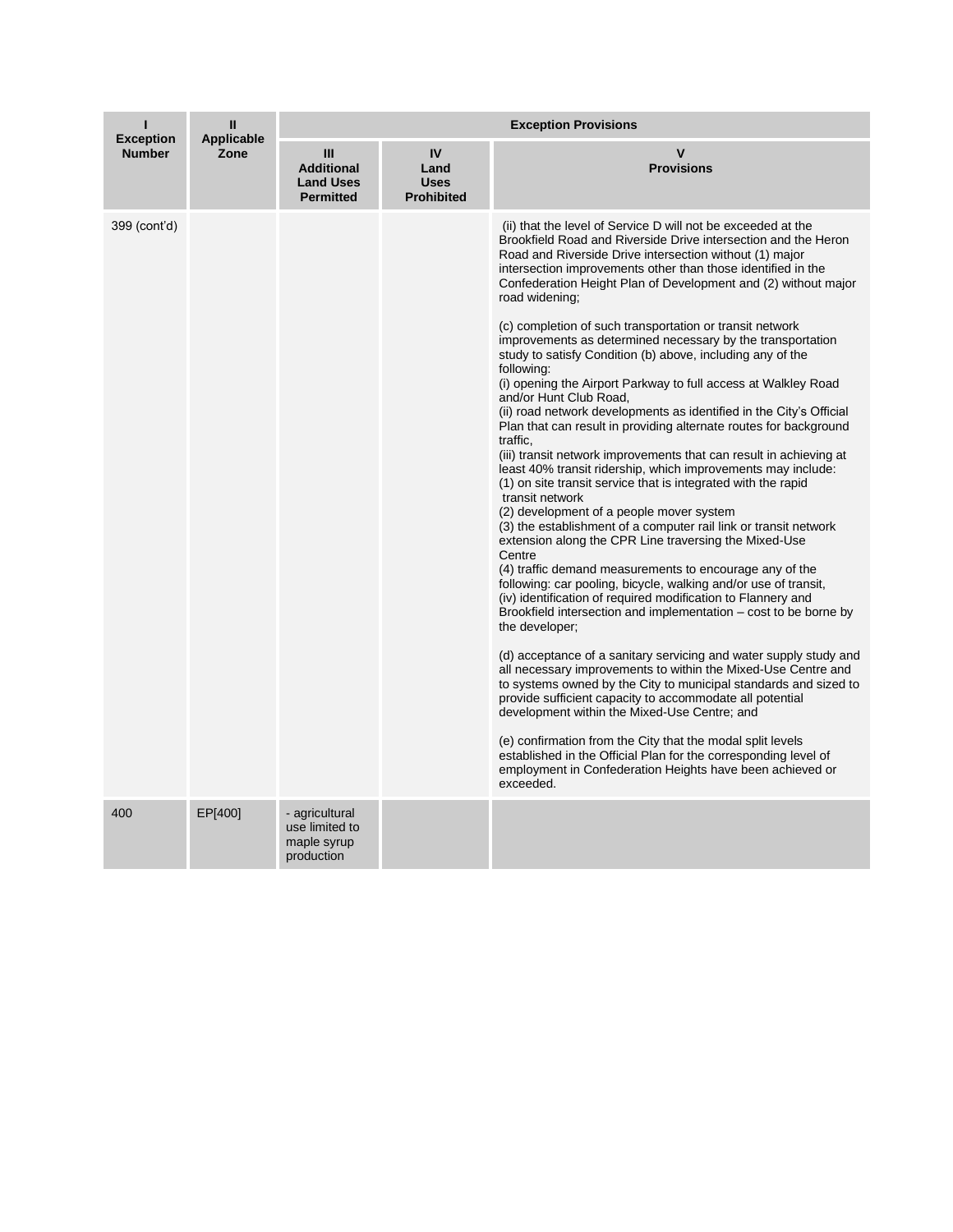| I<br>Exception Number | II<br>Applicable Zone | Exception Provisions | | |
|---|---|---|---|---|
| | | III<br>Additional Land Uses Permitted | IV<br>Land Uses Prohibited | V<br>Provisions |
| 399 (cont'd) | | | | (ii) that the level of Service D will not be exceeded at the Brookfield Road and Riverside Drive intersection and the Heron Road and Riverside Drive intersection without (1) major intersection improvements other than those identified in the Confederation Height Plan of Development and (2) without major road widening;<br><br>(c) completion of such transportation or transit network improvements as determined necessary by the transportation study to satisfy Condition (b) above, including any of the following:<br>(i) opening the Airport Parkway to full access at Walkley Road and/or Hunt Club Road,<br>(ii) road network developments as identified in the City's Official Plan that can result in providing alternate routes for background traffic,<br>(iii) transit network improvements that can result in achieving at least 40% transit ridership, which improvements may include:<br>(1) on site transit service that is integrated with the rapid transit network<br>(2) development of a people mover system<br>(3) the establishment of a computer rail link or transit network extension along the CPR Line traversing the Mixed-Use Centre<br>(4) traffic demand measurements to encourage any of the following: car pooling, bicycle, walking and/or use of transit,<br>(iv) identification of required modification to Flannery and Brookfield intersection and implementation – cost to be borne by the developer;<br><br>(d) acceptance of a sanitary servicing and water supply study and all necessary improvements to within the Mixed-Use Centre and to systems owned by the City to municipal standards and sized to provide sufficient capacity to accommodate all potential development within the Mixed-Use Centre; and<br><br>(e) confirmation from the City that the modal split levels established in the Official Plan for the corresponding level of employment in Confederation Heights have been achieved or exceeded. |
| 400 | EP[400] | - agricultural use limited to maple syrup production | | |